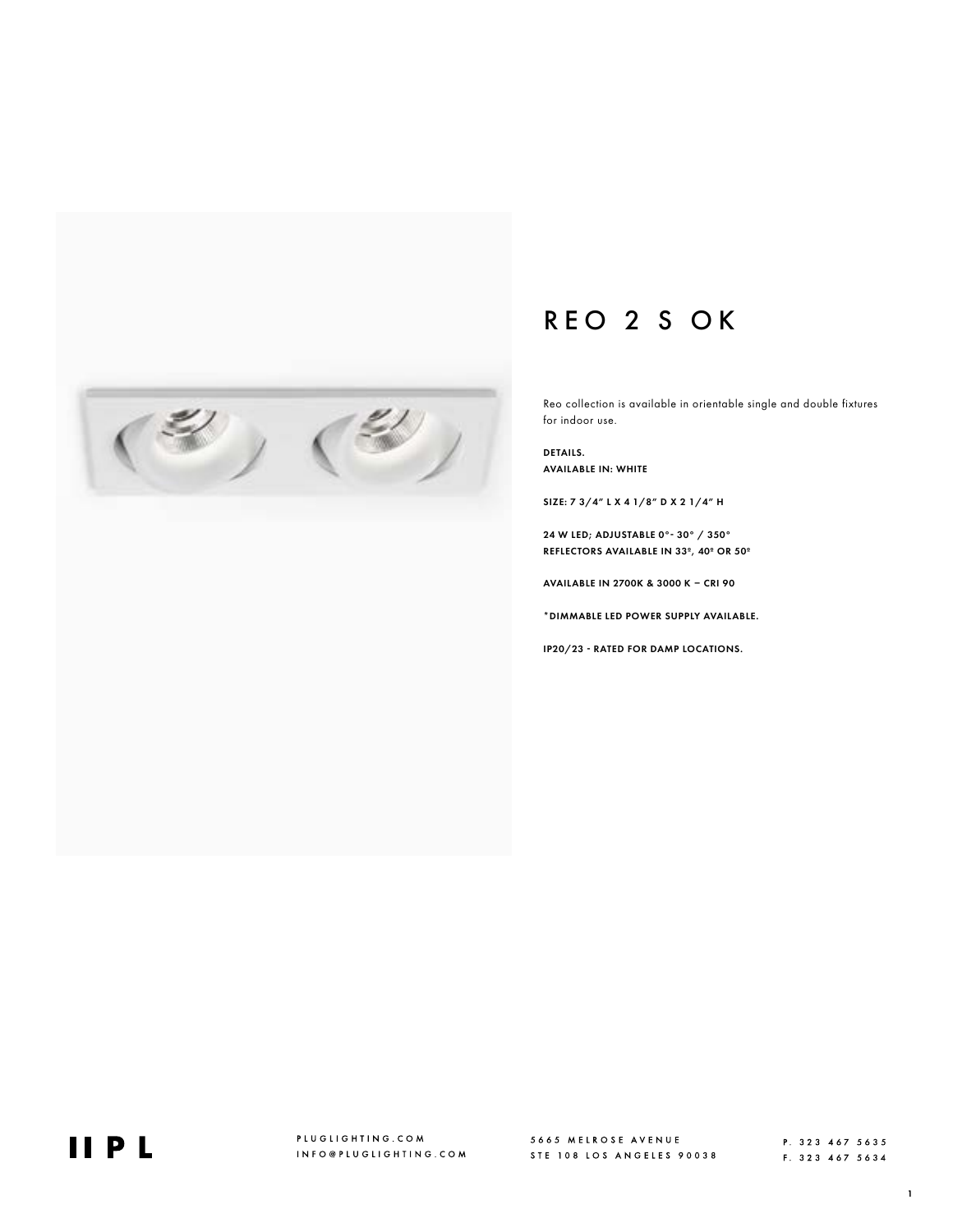# REO 2 S OK

Reo collection is available in orientable single and double fixtures for indoor use.

**DETAILS.**
**AVAILABLE IN: WHITE**

**SIZE: 7 3/4" L X 4 1/8" D X 2 1/4" H**

**24 W LED; ADJUSTABLE 0°- 30° / 350°**
**REFLECTORS AVAILABLE IN 33º, 40º OR 50º**

**AVAILABLE IN 2700K & 3000 K – CRI 90**

**\*DIMMABLE LED POWER SUPPLY AVAILABLE.**

**IP20/23 - RATED FOR DAMP LOCATIONS.**

PLUGLIGHTING.COM
INFO@PLUGLIGHTING.COM

5665 MELROSE AVENUE
STE 108 LOS ANGELES 90038

P. 323 467 5635
F. 323 467 5634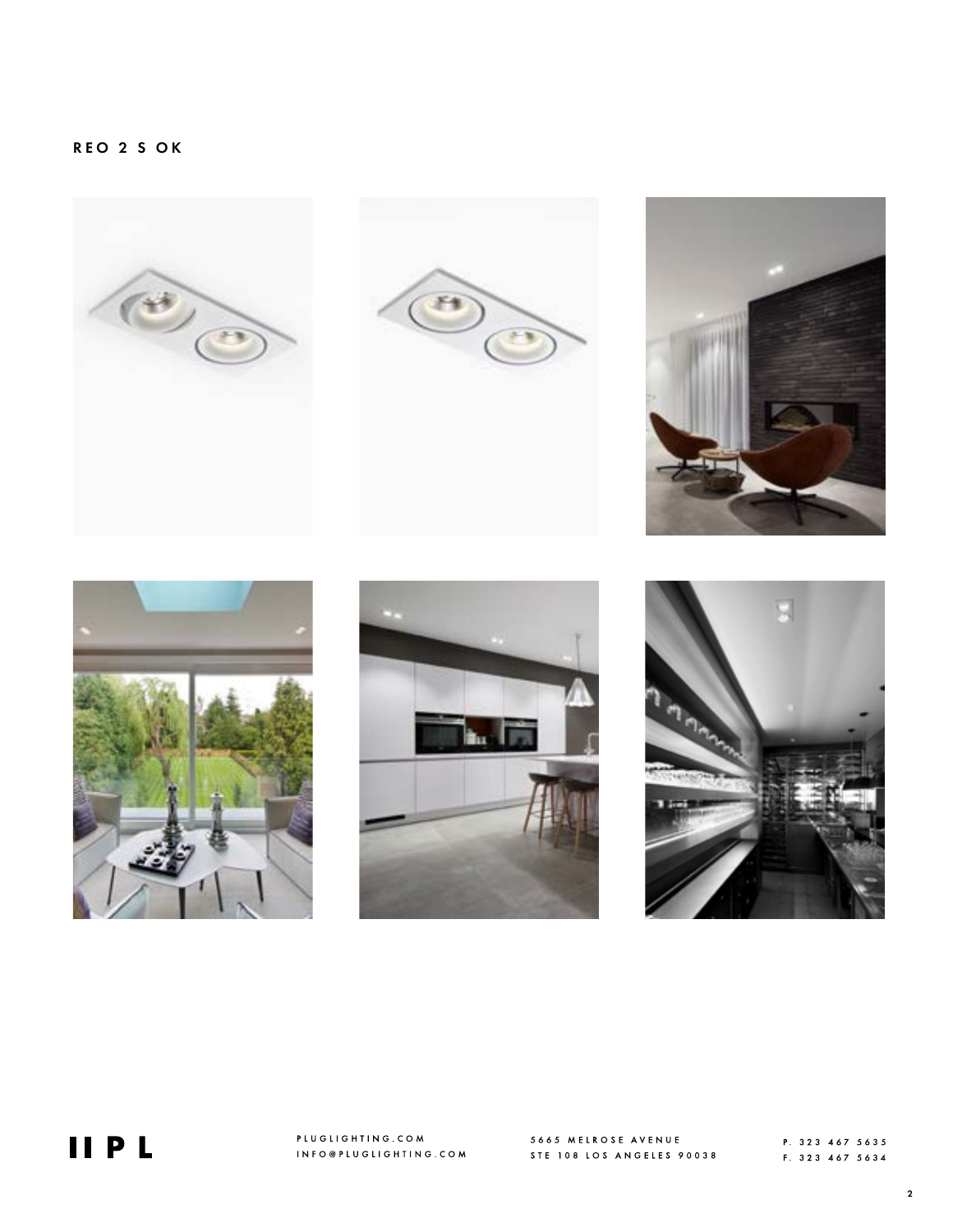# REO 2 S OK

PL

PLUGLIGHTING.COM
INFO@PLUGLIGHTING.COM

5665 MELROSE AVENUE
STE 108 LOS ANGELES 90038

P. 323 467 5635
F. 323 467 5634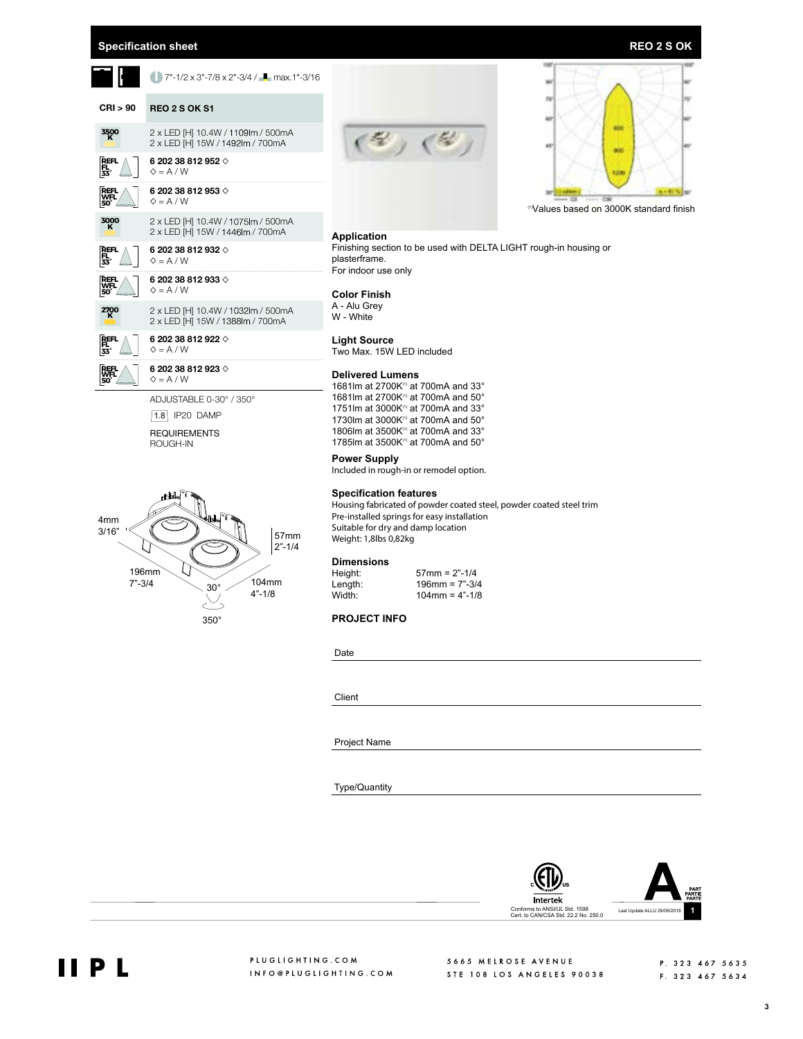## Specification sheet — REO 2 S OK

7"-1/2 x 3"-7/8 x 2"-3/4 / max.1"-3/16

| CRI > 90 | REO 2 S OK S1 |
|---|---|
| 3500 K | 2 x LED [H] 10.4W / 1109lm / 500mA<br>2 x LED [H] 15W / 1492lm / 700mA |
| REFL FL 33° | **6 202 38 812 952 ◇**<br>◇ = A / W |
| REFL WFL 50° | **6 202 38 812 953 ◇**<br>◇ = A / W |
| 3000 K | 2 x LED [H] 10.4W / 1075lm / 500mA<br>2 x LED [H] 15W / 1446lm / 700mA |
| REFL FL 33° | **6 202 38 812 932 ◇**<br>◇ = A / W |
| REFL WFL 50° | **6 202 38 812 933 ◇**<br>◇ = A / W |
| 2700 K | 2 x LED [H] 10.4W / 1032lm / 500mA<br>2 x LED [H] 15W / 1388lm / 700mA |
| REFL FL 33° | **6 202 38 812 922 ◇**<br>◇ = A / W |
| REFL WFL 50° | **6 202 38 812 923 ◇**<br>◇ = A / W |

ADJUSTABLE 0-30° / 350°

1.8 IP20 DAMP

REQUIREMENTS
ROUGH-IN

4mm 3/16" — 57mm 2"-1/4 — 196mm 7"-3/4 — 104mm 4"-1/8 — 30° — 350°

[1] Values based on 3000K standard finish

### Application
Finishing section to be used with DELTA LIGHT rough-in housing or plasterframe.
For indoor use only

### Color Finish
A - Alu Grey
W - White

### Light Source
Two Max. 15W LED included

### Delivered Lumens
1681lm at 2700K[1] at 700mA and 33°
1681lm at 2700K[1] at 700mA and 50°
1751lm at 3000K[1] at 700mA and 33°
1730lm at 3000K[1] at 700mA and 50°
1806lm at 3500K[1] at 700mA and 33°
1785lm at 3500K[1] at 700mA and 50°

### Power Supply
Included in rough-in or remodel option.

### Specification features
Housing fabricated of powder coated steel, powder coated steel trim
Pre-installed springs for easy installation
Suitable for dry and damp location
Weight: 1,8lbs 0,82kg

### Dimensions

| | |
|---|---|
| Height: | 57mm = 2"-1/4 |
| Length: | 196mm = 7"-3/4 |
| Width: | 104mm = 4"-1/8 |

### PROJECT INFO

Date

Client

Project Name

Type/Quantity

Intertek — Conforms to ANSI/UL Std. 1598 — Cert. to CAN/CSA Std. 22.2 No. 250.0

Last Update ALLU 26/09/2018

PLUGLIGHTING.COM
INFO@PLUGLIGHTING.COM
5665 MELROSE AVENUE STE 108 LOS ANGELES 90038
P. 323 467 5635
F. 323 467 5634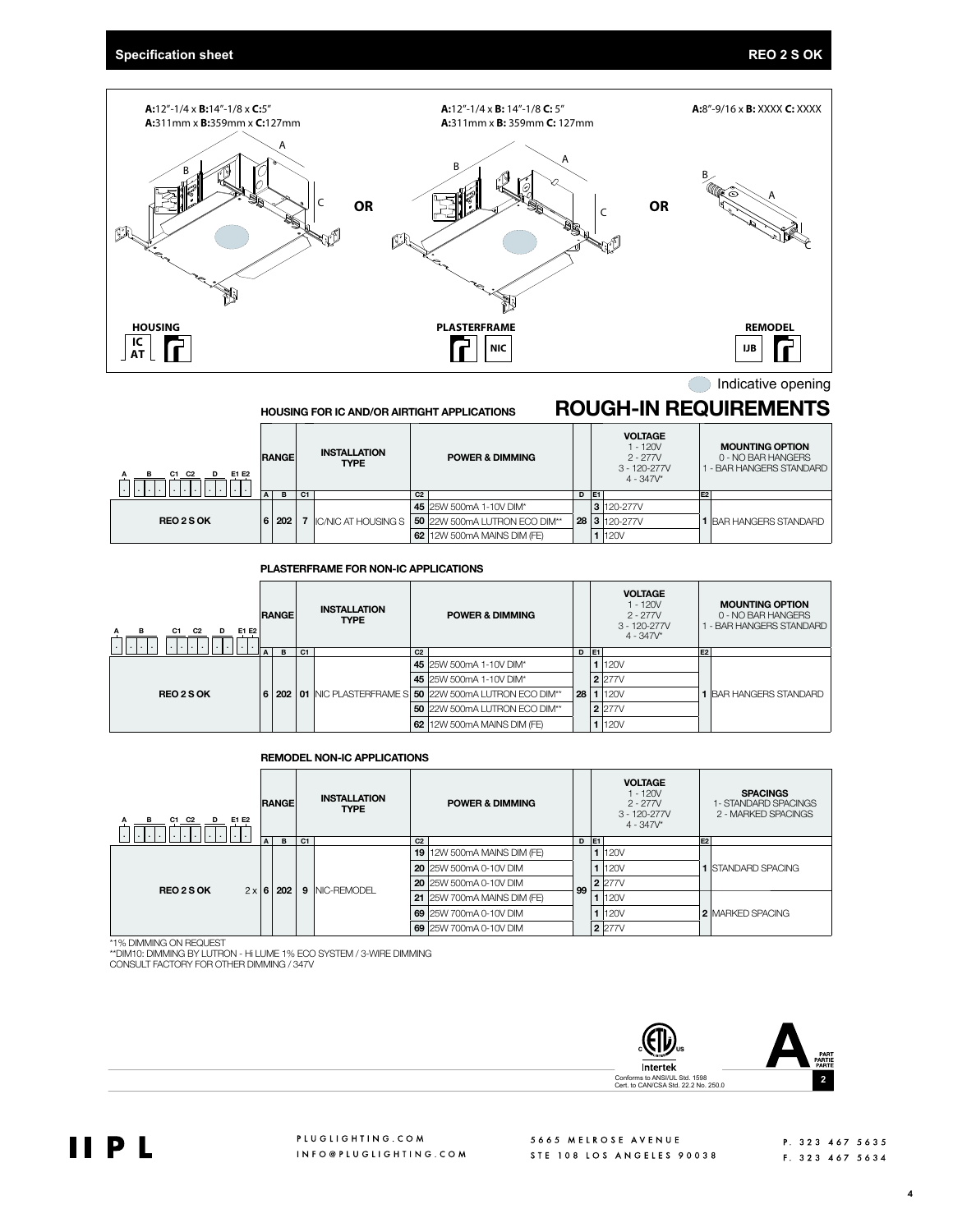**A:**12"-1/4 x **B:**14"-1/8 x **C:**5"
**A:**311mm x **B:**359mm x **C:**127mm

**OR**

**A:**12"-1/4 x **B:** 14"-1/8 **C:** 5"
**A:**311mm x **B:** 359mm **C:** 127mm

**OR**

**A:**8"-9/16 x **B:** XXXX **C:** XXXX

**HOUSING** IC AT

**PLASTERFRAME** NIC

**REMODEL** IJB

Indicative opening

## ROUGH-IN REQUIREMENTS

### HOUSING FOR IC AND/OR AIRTIGHT APPLICATIONS

| A . B . C1 C2 . D . E1 E2 | RANGE | | INSTALLATION TYPE | | POWER & DIMMING | | | VOLTAGE 1 - 120V 2 - 277V 3 - 120-277V 4 - 347V* | | MOUNTING OPTION 0 - NO BAR HANGERS 1 - BAR HANGERS STANDARD | |
|---|---|---|---|---|---|---|---|---|---|---|---|
| | A | B | C1 | | C2 | | D | E1 | | E2 | |
| REO 2 S OK | 6 | 202 | 7 | IC/NIC AT HOUSING S | 45 | 25W 500mA 1-10V DIM* | 28 | 3 | 120-277V | 1 | BAR HANGERS STANDARD |
| | | | | | 50 | 22W 500mA LUTRON ECO DIM** | | 3 | 120-277V | | |
| | | | | | 62 | 12W 500mA MAINS DIM (FE) | | 1 | 120V | | |

### PLASTERFRAME FOR NON-IC APPLICATIONS

| A . B . C1 C2 . D . E1 E2 | RANGE | | INSTALLATION TYPE | | POWER & DIMMING | | | VOLTAGE 1 - 120V 2 - 277V 3 - 120-277V 4 - 347V* | | MOUNTING OPTION 0 - NO BAR HANGERS 1 - BAR HANGERS STANDARD | |
|---|---|---|---|---|---|---|---|---|---|---|---|
| | A | B | C1 | | C2 | | D | E1 | | E2 | |
| REO 2 S OK | 6 | 202 | 01 | NIC PLASTERFRAME S | 45 | 25W 500mA 1-10V DIM* | 28 | 1 | 120V | 1 | BAR HANGERS STANDARD |
| | | | | | 45 | 25W 500mA 1-10V DIM* | | 2 | 277V | | |
| | | | | | 50 | 22W 500mA LUTRON ECO DIM** | | 1 | 120V | | |
| | | | | | 50 | 22W 500mA LUTRON ECO DIM** | | 2 | 277V | | |
| | | | | | 62 | 12W 500mA MAINS DIM (FE) | | 1 | 120V | | |

### REMODEL NON-IC APPLICATIONS

| A . B . C1 C2 . D . E1 E2 | RANGE | | INSTALLATION TYPE | | POWER & DIMMING | | | VOLTAGE 1 - 120V 2 - 277V 3 - 120-277V 4 - 347V* | | SPACINGS 1- STANDARD SPACINGS 2 - MARKED SPACINGS | |
|---|---|---|---|---|---|---|---|---|---|---|---|
| | A | B | C1 | | C2 | | D | E1 | | E2 | |
| REO 2 S OK 2 x | 6 | 202 | 9 | NIC-REMODEL | 19 | 12W 500mA MAINS DIM (FE) | 99 | 1 | 120V | 1 | STANDARD SPACING |
| | | | | | 20 | 25W 500mA 0-10V DIM | | 1 | 120V | | |
| | | | | | 20 | 25W 500mA 0-10V DIM | | 2 | 277V | | |
| | | | | | 21 | 25W 700mA MAINS DIM (FE) | | 1 | 120V | 2 | MARKED SPACING |
| | | | | | 69 | 25W 700mA 0-10V DIM | | 1 | 120V | | |
| | | | | | 69 | 25W 700mA 0-10V DIM | | 2 | 277V | | |

*1% DIMMING ON REQUEST
**DIM10: DIMMING BY LUTRON - Hi LUME 1% ECO SYSTEM / 3-WIRE DIMMING
CONSULT FACTORY FOR OTHER DIMMING / 347V

Intertek
Conforms to ANSI/UL Std. 1598
Cert. to CAN/CSA Std. 22.2 No. 250.0

PART PARTIE PARTE 2

PL

PLUGLIGHTING.COM
INFO@PLUGLIGHTING.COM

5665 MELROSE AVENUE
STE 108 LOS ANGELES 90038

P. 323 467 5635
F. 323 467 5634